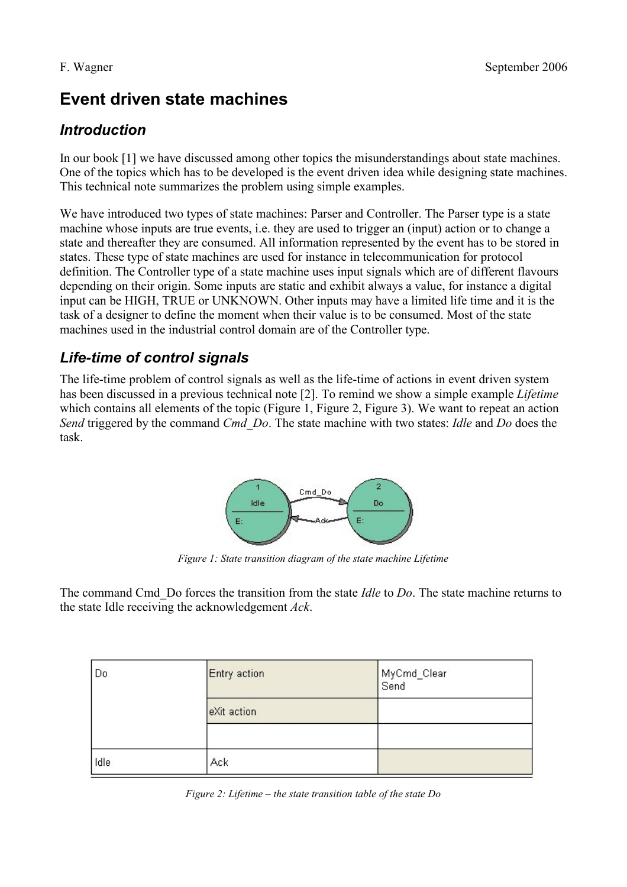# Event driven state machines

## *Introduction*

In our book [1] we have discussed among other topics the misunderstandings about state machines. One of the topics which has to be developed is the event driven idea while designing state machines. This technical note summarizes the problem using simple examples.

We have introduced two types of state machines: Parser and Controller. The Parser type is a state machine whose inputs are true events, i.e. they are used to trigger an (input) action or to change a state and thereafter they are consumed. All information represented by the event has to be stored in states. These type of state machines are used for instance in telecommunication for protocol definition. The Controller type of a state machine uses input signals which are of different flavours depending on their origin. Some inputs are static and exhibit always a value, for instance a digital input can be HIGH, TRUE or UNKNOWN. Other inputs may have a limited life time and it is the task of a designer to define the moment when their value is to be consumed. Most of the state machines used in the industrial control domain are of the Controller type.

## *Life-time of control signals*

The life-time problem of control signals as well as the life-time of actions in event driven system has been discussed in a previous technical note [2]. To remind we show a simple example *Lifetime* which contains all elements of the topic (Figure 1, Figure 2, Figure 3). We want to repeat an action *Send* triggered by the command *Cmd_Do*. The state machine with two states: *Idle* and *Do* does the task.

*Figure 1: State transition diagram of the state machine Lifetime*

The command Cmd_Do forces the transition from the state *Idle* to *Do*. The state machine returns to the state Idle receiving the acknowledgement *Ack*.

| Do | Entry action | MyCmd_Clear<br>Send |
|---|---|---|
| | eXit action | |
| | | |
| Idle | Ack | |

*Figure 2: Lifetime – the state transition table of the state Do*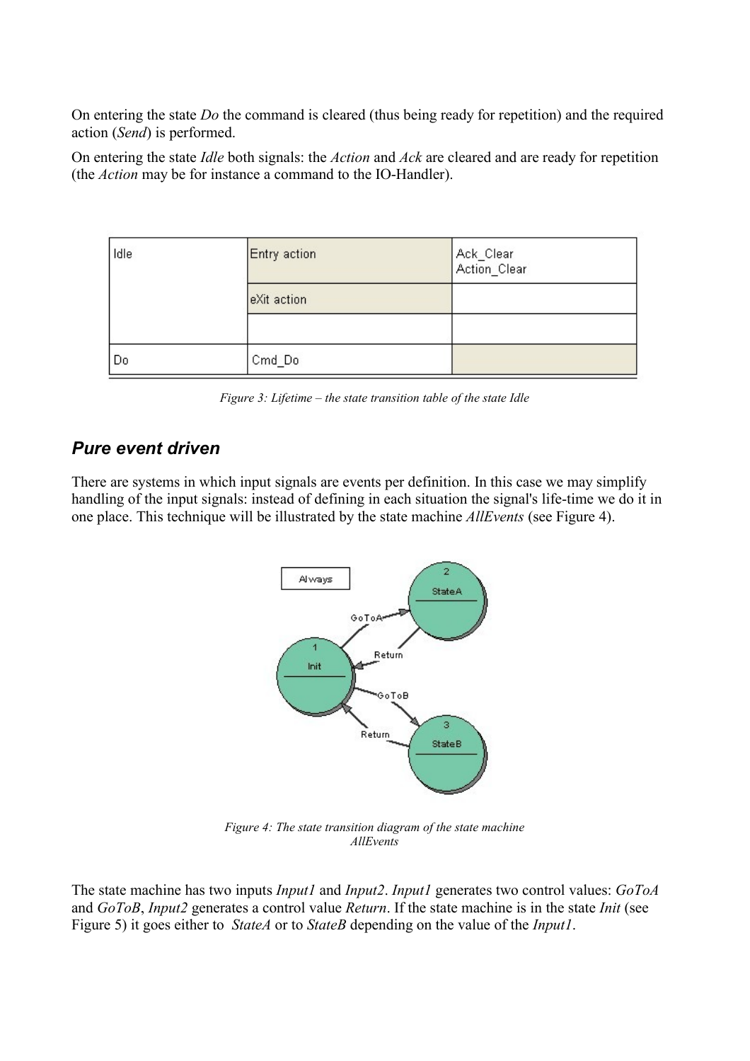On entering the state *Do* the command is cleared (thus being ready for repetition) and the required action (*Send*) is performed.

On entering the state *Idle* both signals: the *Action* and *Ack* are cleared and are ready for repetition (the *Action* may be for instance a command to the IO-Handler).

| Idle | Entry action | Ack_Clear Action_Clear |
|---|---|---|
| | eXit action | |
| | | |
| Do | Cmd_Do | |

*Figure 3: Lifetime – the state transition table of the state Idle*

## *Pure event driven*

There are systems in which input signals are events per definition. In this case we may simplify handling of the input signals: instead of defining in each situation the signal's life-time we do it in one place. This technique will be illustrated by the state machine *AllEvents* (see Figure 4).

*Figure 4: The state transition diagram of the state machine AllEvents*

The state machine has two inputs *Input1* and *Input2*. *Input1* generates two control values: *GoToA* and *GoToB*, *Input2* generates a control value *Return*. If the state machine is in the state *Init* (see Figure 5) it goes either to *StateA* or to *StateB* depending on the value of the *Input1*.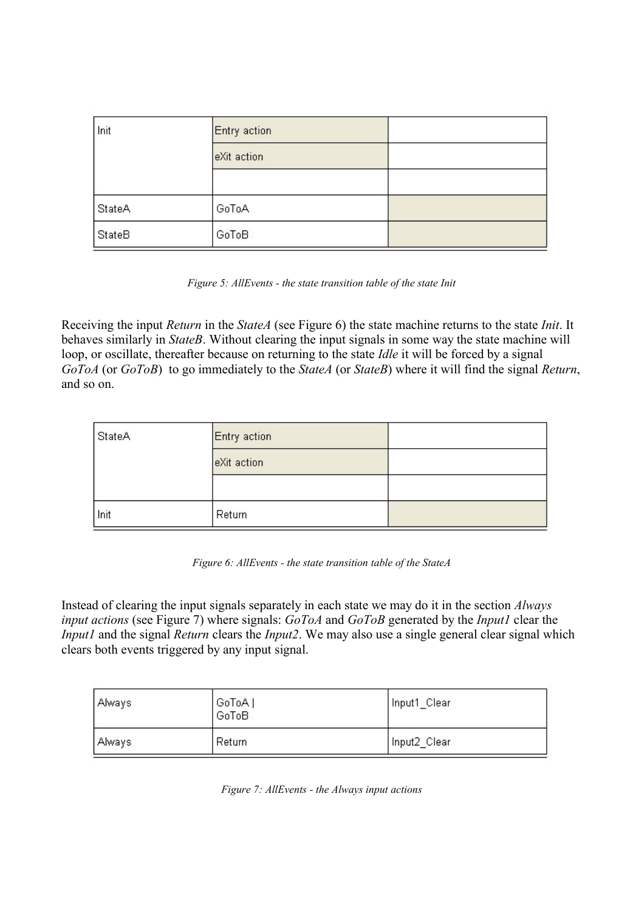| Init | Entry action | |
|---|---|---|
| | eXit action | |
| | | |
| StateA | GoToA | |
| StateB | GoToB | |

*Figure 5: AllEvents - the state transition table of the state Init*

Receiving the input *Return* in the *StateA* (see Figure 6) the state machine returns to the state *Init*. It behaves similarly in *StateB*. Without clearing the input signals in some way the state machine will loop, or oscillate, thereafter because on returning to the state *Idle* it will be forced by a signal *GoToA* (or *GoToB*) to go immediately to the *StateA* (or *StateB*) where it will find the signal *Return*, and so on.

| StateA | Entry action | |
|---|---|---|
| | eXit action | |
| | | |
| Init | Return | |

*Figure 6: AllEvents - the state transition table of the StateA*

Instead of clearing the input signals separately in each state we may do it in the section *Always input actions* (see Figure 7) where signals: *GoToA* and *GoToB* generated by the *Input1* clear the *Input1* and the signal *Return* clears the *Input2*. We may also use a single general clear signal which clears both events triggered by any input signal.

| Always | GoToA \| GoToB | Input1_Clear |
|---|---|---|
| Always | Return | Input2_Clear |

*Figure 7: AllEvents - the Always input actions*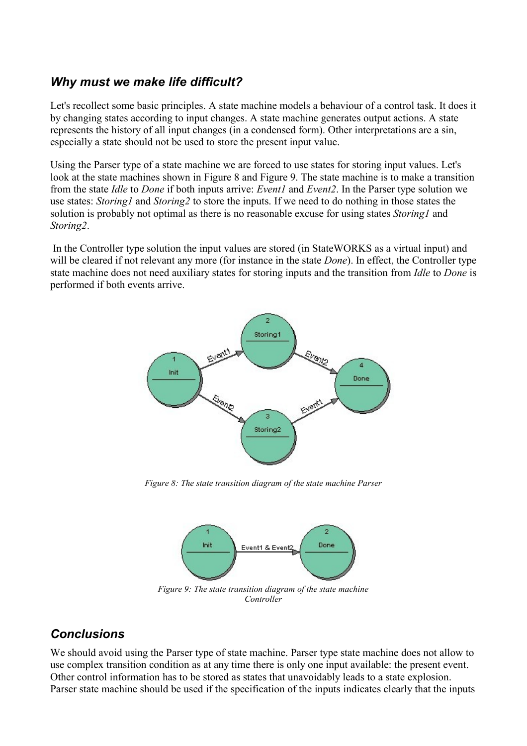## *Why must we make life difficult?*

Let's recollect some basic principles. A state machine models a behaviour of a control task. It does it by changing states according to input changes. A state machine generates output actions. A state represents the history of all input changes (in a condensed form). Other interpretations are a sin, especially a state should not be used to store the present input value.

Using the Parser type of a state machine we are forced to use states for storing input values. Let's look at the state machines shown in Figure 8 and Figure 9. The state machine is to make a transition from the state *Idle* to *Done* if both inputs arrive: *Event1* and *Event2*. In the Parser type solution we use states: *Storing1* and *Storing2* to store the inputs. If we need to do nothing in those states the solution is probably not optimal as there is no reasonable excuse for using states *Storing1* and *Storing2*.

In the Controller type solution the input values are stored (in StateWORKS as a virtual input) and will be cleared if not relevant any more (for instance in the state *Done*). In effect, the Controller type state machine does not need auxiliary states for storing inputs and the transition from *Idle* to *Done* is performed if both events arrive.

*Figure 8: The state transition diagram of the state machine Parser*

*Figure 9: The state transition diagram of the state machine Controller*

## *Conclusions*

We should avoid using the Parser type of state machine. Parser type state machine does not allow to use complex transition condition as at any time there is only one input available: the present event. Other control information has to be stored as states that unavoidably leads to a state explosion. Parser state machine should be used if the specification of the inputs indicates clearly that the inputs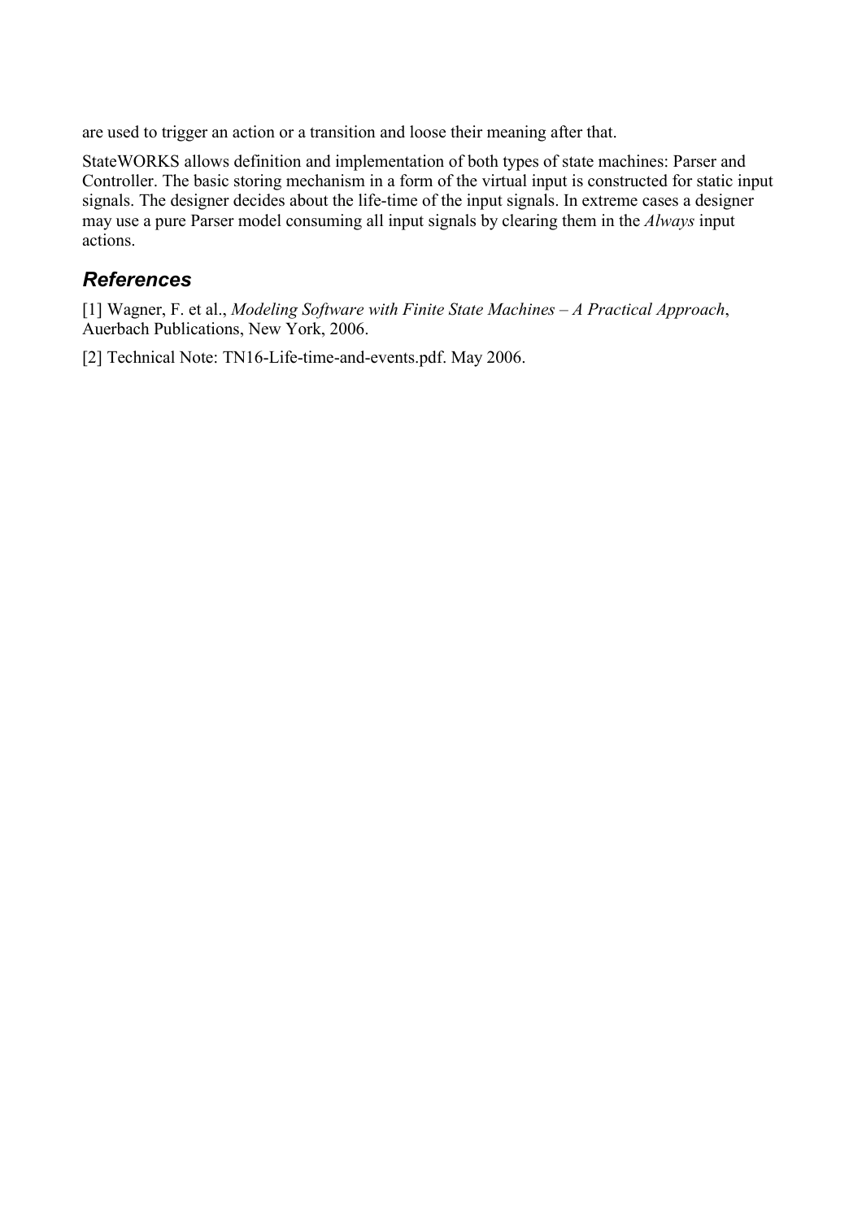are used to trigger an action or a transition and loose their meaning after that.

StateWORKS allows definition and implementation of both types of state machines: Parser and Controller. The basic storing mechanism in a form of the virtual input is constructed for static input signals. The designer decides about the life-time of the input signals. In extreme cases a designer may use a pure Parser model consuming all input signals by clearing them in the *Always* input actions.

## References

[1] Wagner, F. et al., *Modeling Software with Finite State Machines – A Practical Approach*, Auerbach Publications, New York, 2006.

[2] Technical Note: TN16-Life-time-and-events.pdf. May 2006.